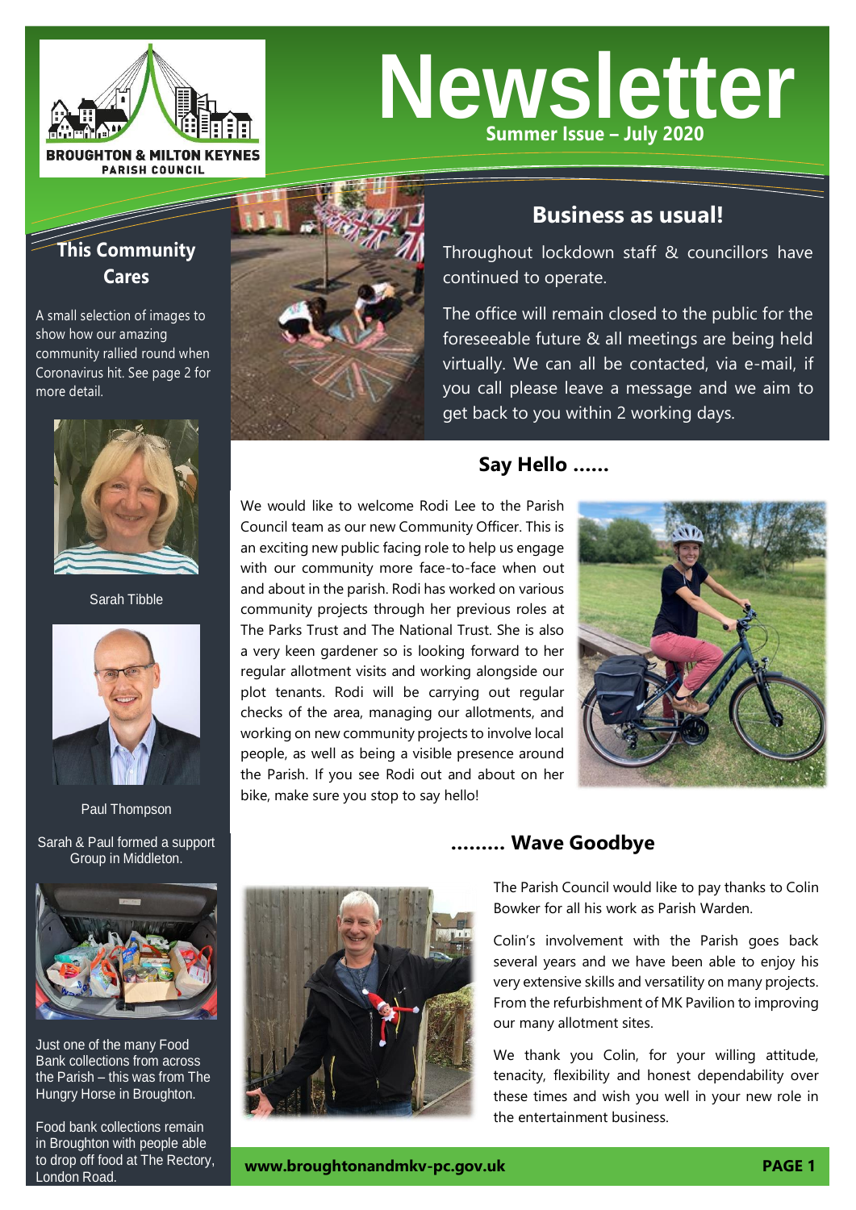BROUGHTON & MILTON KEYNES PARISH COUNCIL

# Newsletter

**Summer Issue – July 2020**

## This Community Cares

A small selection of images to show how our amazing community rallied round when Coronavirus hit. See page 2 for more detail.

Sarah Tibble

Paul Thompson

Sarah & Paul formed a support Group in Middleton.

Just one of the many Food Bank collections from across the Parish – this was from The Hungry Horse in Broughton.

Food bank collections remain in Broughton with people able to drop off food at The Rectory, London Road.

## Business as usual!

Throughout lockdown staff & councillors have continued to operate.

The office will remain closed to the public for the foreseeable future & all meetings are being held virtually. We can all be contacted, via e-mail, if you call please leave a message and we aim to get back to you within 2 working days.

## Say Hello ……

We would like to welcome Rodi Lee to the Parish Council team as our new Community Officer. This is an exciting new public facing role to help us engage with our community more face-to-face when out and about in the parish. Rodi has worked on various community projects through her previous roles at The Parks Trust and The National Trust. She is also a very keen gardener so is looking forward to her regular allotment visits and working alongside our plot tenants. Rodi will be carrying out regular checks of the area, managing our allotments, and working on new community projects to involve local people, as well as being a visible presence around the Parish. If you see Rodi out and about on her bike, make sure you stop to say hello!

## ……… Wave Goodbye

The Parish Council would like to pay thanks to Colin Bowker for all his work as Parish Warden.

Colin's involvement with the Parish goes back several years and we have been able to enjoy his very extensive skills and versatility on many projects. From the refurbishment of MK Pavilion to improving our many allotment sites.

We thank you Colin, for your willing attitude, tenacity, flexibility and honest dependability over these times and wish you well in your new role in the entertainment business.

**www.broughtonandmkv-pc.gov.uk**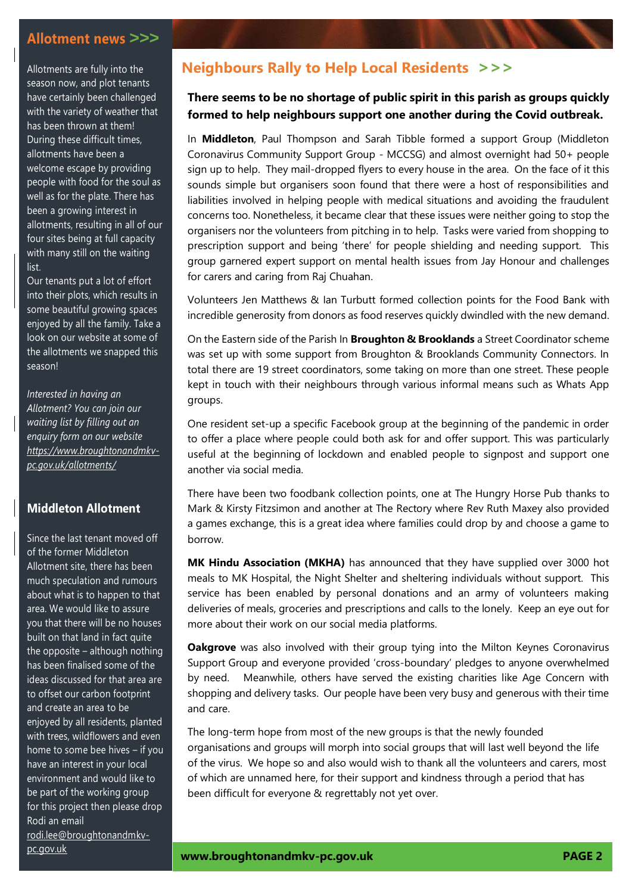## Allotment news >>>

Allotments are fully into the season now, and plot tenants have certainly been challenged with the variety of weather that has been thrown at them! During these difficult times, allotments have been a welcome escape by providing people with food for the soul as well as for the plate. There has been a growing interest in allotments, resulting in all of our four sites being at full capacity with many still on the waiting list.

Our tenants put a lot of effort into their plots, which results in some beautiful growing spaces enjoyed by all the family. Take a look on our website at some of the allotments we snapped this season!

*Interested in having an Allotment? You can join our waiting list by filling out an enquiry form on our website https://www.broughtonandmkv-pc.gov.uk/allotments/*

### Middleton Allotment

Since the last tenant moved off of the former Middleton Allotment site, there has been much speculation and rumours about what is to happen to that area. We would like to assure you that there will be no houses built on that land in fact quite the opposite – although nothing has been finalised some of the ideas discussed for that area are to offset our carbon footprint and create an area to be enjoyed by all residents, planted with trees, wildflowers and even home to some bee hives – if you have an interest in your local environment and would like to be part of the working group for this project then please drop Rodi an email rodi.lee@broughtonandmkv-pc.gov.uk

## Neighbours Rally to Help Local Residents >>>

**There seems to be no shortage of public spirit in this parish as groups quickly formed to help neighbours support one another during the Covid outbreak.**

In **Middleton**, Paul Thompson and Sarah Tibble formed a support Group (Middleton Coronavirus Community Support Group - MCCSG) and almost overnight had 50+ people sign up to help. They mail-dropped flyers to every house in the area. On the face of it this sounds simple but organisers soon found that there were a host of responsibilities and liabilities involved in helping people with medical situations and avoiding the fraudulent concerns too. Nonetheless, it became clear that these issues were neither going to stop the organisers nor the volunteers from pitching in to help. Tasks were varied from shopping to prescription support and being 'there' for people shielding and needing support. This group garnered expert support on mental health issues from Jay Honour and challenges for carers and caring from Raj Chuahan.

Volunteers Jen Matthews & Ian Turbutt formed collection points for the Food Bank with incredible generosity from donors as food reserves quickly dwindled with the new demand.

On the Eastern side of the Parish In **Broughton & Brooklands** a Street Coordinator scheme was set up with some support from Broughton & Brooklands Community Connectors. In total there are 19 street coordinators, some taking on more than one street. These people kept in touch with their neighbours through various informal means such as Whats App groups.

One resident set-up a specific Facebook group at the beginning of the pandemic in order to offer a place where people could both ask for and offer support. This was particularly useful at the beginning of lockdown and enabled people to signpost and support one another via social media.

There have been two foodbank collection points, one at The Hungry Horse Pub thanks to Mark & Kirsty Fitzsimon and another at The Rectory where Rev Ruth Maxey also provided a games exchange, this is a great idea where families could drop by and choose a game to borrow.

**MK Hindu Association (MKHA)** has announced that they have supplied over 3000 hot meals to MK Hospital, the Night Shelter and sheltering individuals without support. This service has been enabled by personal donations and an army of volunteers making deliveries of meals, groceries and prescriptions and calls to the lonely. Keep an eye out for more about their work on our social media platforms.

**Oakgrove** was also involved with their group tying into the Milton Keynes Coronavirus Support Group and everyone provided 'cross-boundary' pledges to anyone overwhelmed by need. Meanwhile, others have served the existing charities like Age Concern with shopping and delivery tasks. Our people have been very busy and generous with their time and care.

The long-term hope from most of the new groups is that the newly founded organisations and groups will morph into social groups that will last well beyond the life of the virus. We hope so and also would wish to thank all the volunteers and carers, most of which are unnamed here, for their support and kindness through a period that has been difficult for everyone & regrettably not yet over.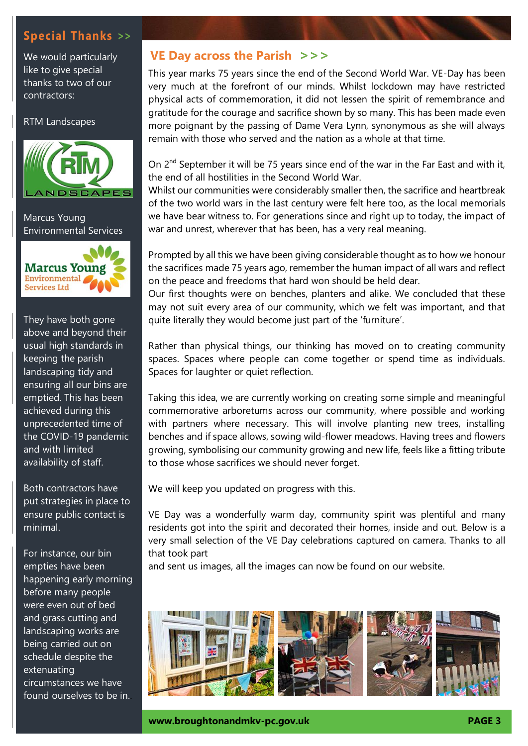## Special Thanks >>

We would particularly like to give special thanks to two of our contractors:

RTM Landscapes

Marcus Young Environmental Services

They have both gone above and beyond their usual high standards in keeping the parish landscaping tidy and ensuring all our bins are emptied. This has been achieved during this unprecedented time of the COVID-19 pandemic and with limited availability of staff.

Both contractors have put strategies in place to ensure public contact is minimal.

For instance, our bin empties have been happening early morning before many people were even out of bed and grass cutting and landscaping works are being carried out on schedule despite the extenuating circumstances we have found ourselves to be in.

## VE Day across the Parish >>>

This year marks 75 years since the end of the Second World War. VE-Day has been very much at the forefront of our minds. Whilst lockdown may have restricted physical acts of commemoration, it did not lessen the spirit of remembrance and gratitude for the courage and sacrifice shown by so many. This has been made even more poignant by the passing of Dame Vera Lynn, synonymous as she will always remain with those who served and the nation as a whole at that time.

On 2nd September it will be 75 years since end of the war in the Far East and with it, the end of all hostilities in the Second World War.
Whilst our communities were considerably smaller then, the sacrifice and heartbreak of the two world wars in the last century were felt here too, as the local memorials we have bear witness to. For generations since and right up to today, the impact of war and unrest, wherever that has been, has a very real meaning.

Prompted by all this we have been giving considerable thought as to how we honour the sacrifices made 75 years ago, remember the human impact of all wars and reflect on the peace and freedoms that hard won should be held dear.
Our first thoughts were on benches, planters and alike. We concluded that these may not suit every area of our community, which we felt was important, and that quite literally they would become just part of the 'furniture'.

Rather than physical things, our thinking has moved on to creating community spaces. Spaces where people can come together or spend time as individuals. Spaces for laughter or quiet reflection.

Taking this idea, we are currently working on creating some simple and meaningful commemorative arboretums across our community, where possible and working with partners where necessary. This will involve planting new trees, installing benches and if space allows, sowing wild-flower meadows. Having trees and flowers growing, symbolising our community growing and new life, feels like a fitting tribute to those whose sacrifices we should never forget.

We will keep you updated on progress with this.

VE Day was a wonderfully warm day, community spirit was plentiful and many residents got into the spirit and decorated their homes, inside and out. Below is a very small selection of the VE Day celebrations captured on camera. Thanks to all that took part
and sent us images, all the images can now be found on our website.

**www.broughtonandmkv-pc.gov.uk**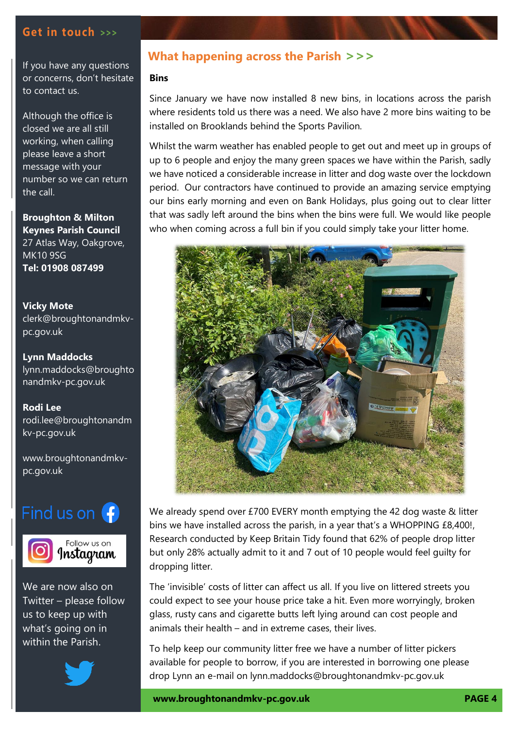## Get in touch >>>

If you have any questions or concerns, don't hesitate to contact us.

Although the office is closed we are all still working, when calling please leave a short message with your number so we can return the call.

**Broughton & Milton Keynes Parish Council**
27 Atlas Way, Oakgrove, MK10 9SG
**Tel: 01908 087499**

**Vicky Mote**
clerk@broughtonandmkv-pc.gov.uk

**Lynn Maddocks**
lynn.maddocks@broughtonandmkv-pc.gov.uk

**Rodi Lee**
rodi.lee@broughtonandmkv-pc.gov.uk

www.broughtonandmkv-pc.gov.uk

Find us on

Follow us on Instagram

We are now also on Twitter – please follow us to keep up with what's going on in within the Parish.

## What happening across the Parish >>>

**Bins**

Since January we have now installed 8 new bins, in locations across the parish where residents told us there was a need. We also have 2 more bins waiting to be installed on Brooklands behind the Sports Pavilion.

Whilst the warm weather has enabled people to get out and meet up in groups of up to 6 people and enjoy the many green spaces we have within the Parish, sadly we have noticed a considerable increase in litter and dog waste over the lockdown period. Our contractors have continued to provide an amazing service emptying our bins early morning and even on Bank Holidays, plus going out to clear litter that was sadly left around the bins when the bins were full. We would like people who when coming across a full bin if you could simply take your litter home.

We already spend over £700 EVERY month emptying the 42 dog waste & litter bins we have installed across the parish, in a year that's a WHOPPING £8,400!, Research conducted by Keep Britain Tidy found that 62% of people drop litter but only 28% actually admit to it and 7 out of 10 people would feel guilty for dropping litter.

The 'invisible' costs of litter can affect us all. If you live on littered streets you could expect to see your house price take a hit. Even more worryingly, broken glass, rusty cans and cigarette butts left lying around can cost people and animals their health – and in extreme cases, their lives.

To help keep our community litter free we have a number of litter pickers available for people to borrow, if you are interested in borrowing one please drop Lynn an e-mail on lynn.maddocks@broughtonandmkv-pc.gov.uk